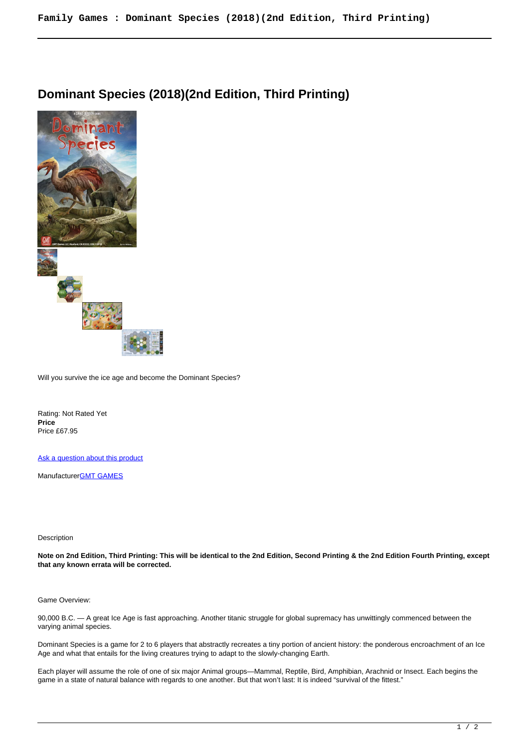# Dominant Species (2018)(2nd Edition, Third Printing)

Will you survive the ice age and become the Dominant Species?

Rating: Not Rated Yet
**Price**
Price £67.95

[Ask a question about this product]

Manufacturer[GMT GAMES]

Description

**Note on 2nd Edition, Third Printing: This will be identical to the 2nd Edition, Second Printing & the 2nd Edition Fourth Printing, except that any known errata will be corrected.**

Game Overview:

90,000 B.C. — A great Ice Age is fast approaching. Another titanic struggle for global supremacy has unwittingly commenced between the varying animal species.

Dominant Species is a game for 2 to 6 players that abstractly recreates a tiny portion of ancient history: the ponderous encroachment of an Ice Age and what that entails for the living creatures trying to adapt to the slowly-changing Earth.

Each player will assume the role of one of six major Animal groups—Mammal, Reptile, Bird, Amphibian, Arachnid or Insect. Each begins the game in a state of natural balance with regards to one another. But that won't last: It is indeed "survival of the fittest."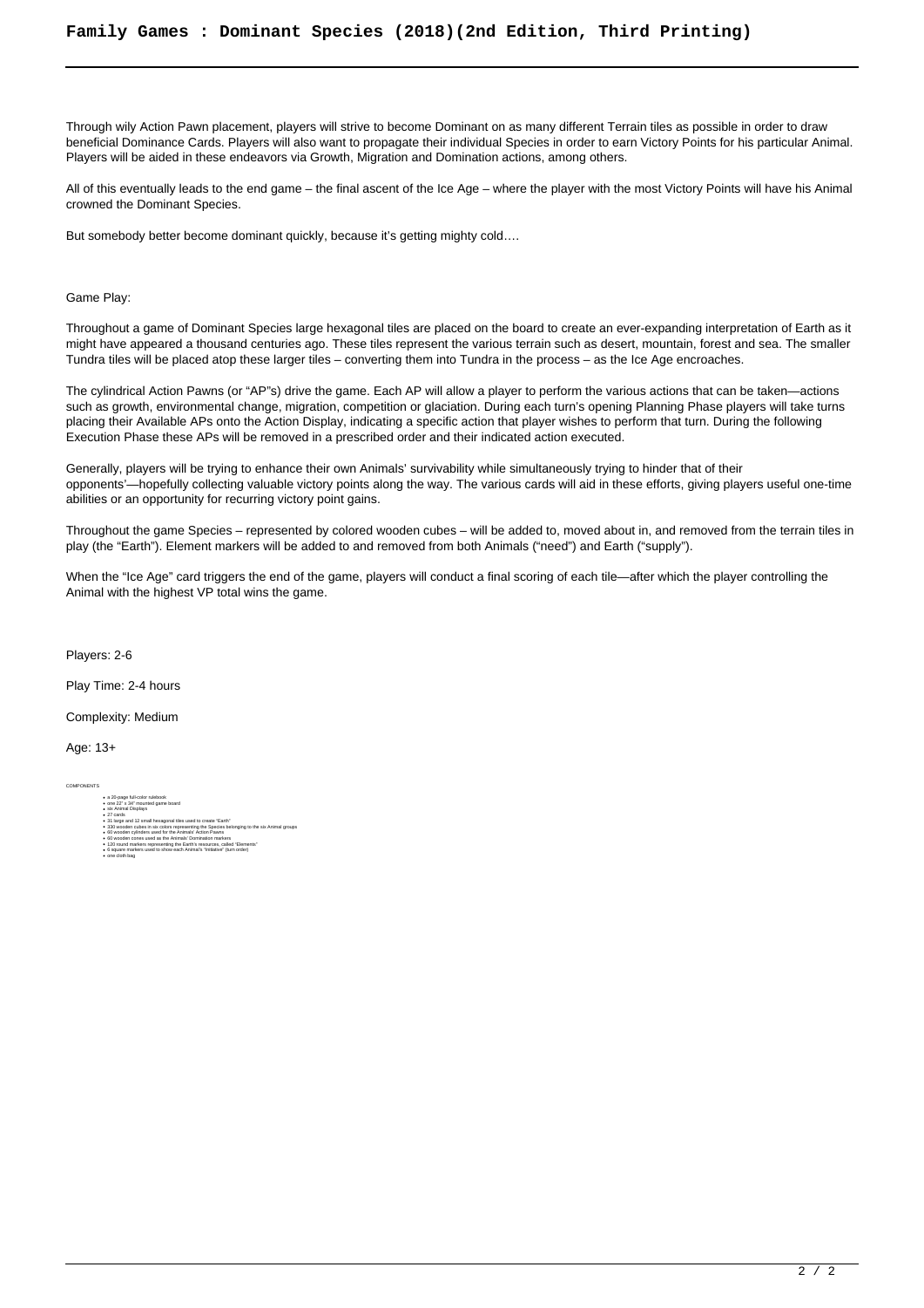Through wily Action Pawn placement, players will strive to become Dominant on as many different Terrain tiles as possible in order to draw beneficial Dominance Cards. Players will also want to propagate their individual Species in order to earn Victory Points for his particular Animal. Players will be aided in these endeavors via Growth, Migration and Domination actions, among others.

All of this eventually leads to the end game – the final ascent of the Ice Age – where the player with the most Victory Points will have his Animal crowned the Dominant Species.

But somebody better become dominant quickly, because it's getting mighty cold….

Game Play:

Throughout a game of Dominant Species large hexagonal tiles are placed on the board to create an ever-expanding interpretation of Earth as it might have appeared a thousand centuries ago. These tiles represent the various terrain such as desert, mountain, forest and sea. The smaller Tundra tiles will be placed atop these larger tiles – converting them into Tundra in the process – as the Ice Age encroaches.

The cylindrical Action Pawns (or "AP"s) drive the game. Each AP will allow a player to perform the various actions that can be taken—actions such as growth, environmental change, migration, competition or glaciation. During each turn's opening Planning Phase players will take turns placing their Available APs onto the Action Display, indicating a specific action that player wishes to perform that turn. During the following Execution Phase these APs will be removed in a prescribed order and their indicated action executed.

Generally, players will be trying to enhance their own Animals' survivability while simultaneously trying to hinder that of their opponents'—hopefully collecting valuable victory points along the way. The various cards will aid in these efforts, giving players useful one-time abilities or an opportunity for recurring victory point gains.

Throughout the game Species – represented by colored wooden cubes – will be added to, moved about in, and removed from the terrain tiles in play (the "Earth"). Element markers will be added to and removed from both Animals ("need") and Earth ("supply").

When the "Ice Age" card triggers the end of the game, players will conduct a final scoring of each tile—after which the player controlling the Animal with the highest VP total wins the game.

Players: 2-6

Play Time: 2-4 hours

Complexity: Medium

Age: 13+

COMPONENTS

- a 20-page full-color rulebook
- one 22" x 34" mounted game board
- six Animal Displays
- 27 cards
- 31 large and 12 small hexagonal tiles used to create "Earth"
- 330 wooden cubes in six colors representing the Species belonging to the six Animal groups
- 60 wooden cylinders used for the Animals' Action Pawns
- 60 wooden cones used as the Animals' Domination markers
- 120 round markers representing the Earth's resources, called "Elements"
- 6 square markers used to show each Animal's "Initiative" (turn order)
- one cloth bag